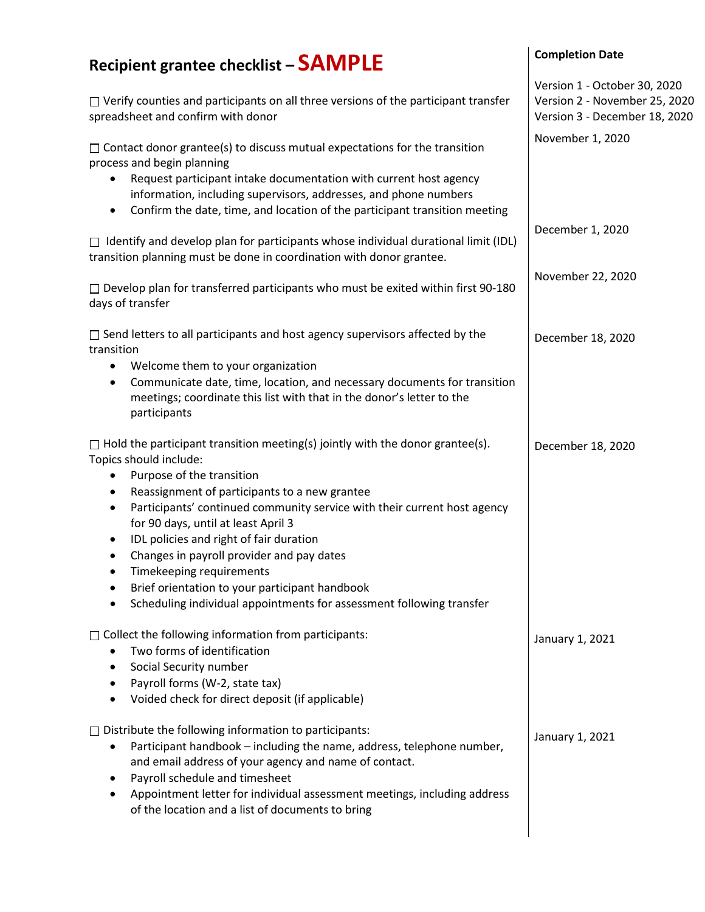# Recipient grantee checklist – SAMPLE

| Task | Completion Date |
| --- | --- |
| ☐ Verify counties and participants on all three versions of the participant transfer spreadsheet and confirm with donor | Version 1 - October 30, 2020<br>Version 2 - November 25, 2020<br>Version 3 - December 18, 2020 |
| ☐ Contact donor grantee(s) to discuss mutual expectations for the transition process and begin planning<br>• Request participant intake documentation with current host agency information, including supervisors, addresses, and phone numbers<br>• Confirm the date, time, and location of the participant transition meeting | November 1, 2020 |
| ☐ Identify and develop plan for participants whose individual durational limit (IDL) transition planning must be done in coordination with donor grantee. | December 1, 2020 |
| ☐ Develop plan for transferred participants who must be exited within first 90-180 days of transfer | November 22, 2020 |
| ☐ Send letters to all participants and host agency supervisors affected by the transition<br>• Welcome them to your organization<br>• Communicate date, time, location, and necessary documents for transition meetings; coordinate this list with that in the donor's letter to the participants | December 18, 2020 |
| ☐ Hold the participant transition meeting(s) jointly with the donor grantee(s). Topics should include:<br>• Purpose of the transition<br>• Reassignment of participants to a new grantee<br>• Participants' continued community service with their current host agency for 90 days, until at least April 3<br>• IDL policies and right of fair duration<br>• Changes in payroll provider and pay dates<br>• Timekeeping requirements<br>• Brief orientation to your participant handbook<br>• Scheduling individual appointments for assessment following transfer | December 18, 2020 |
| ☐ Collect the following information from participants:<br>• Two forms of identification<br>• Social Security number<br>• Payroll forms (W-2, state tax)<br>• Voided check for direct deposit (if applicable) | January 1, 2021 |
| ☐ Distribute the following information to participants:<br>• Participant handbook – including the name, address, telephone number, and email address of your agency and name of contact.<br>• Payroll schedule and timesheet<br>• Appointment letter for individual assessment meetings, including address of the location and a list of documents to bring | January 1, 2021 |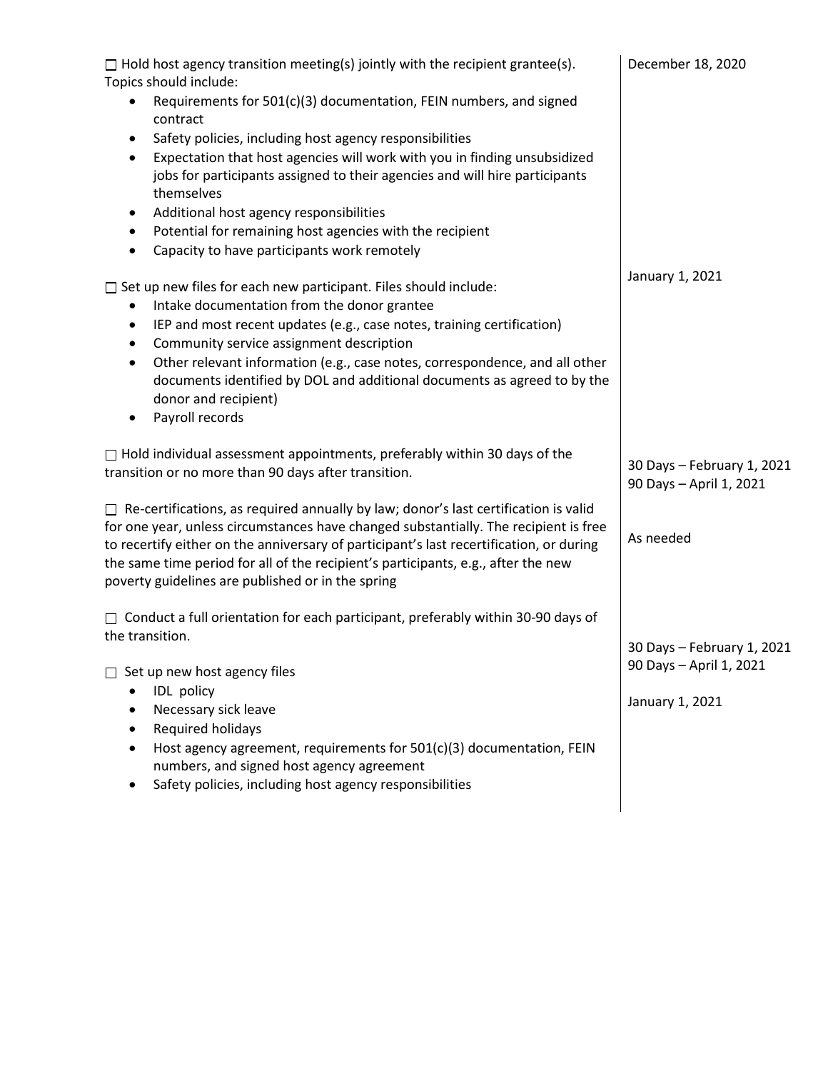| | |
|---|---|
| ☐ Hold host agency transition meeting(s) jointly with the recipient grantee(s). Topics should include:<br>• Requirements for 501(c)(3) documentation, FEIN numbers, and signed contract<br>• Safety policies, including host agency responsibilities<br>• Expectation that host agencies will work with you in finding unsubsidized jobs for participants assigned to their agencies and will hire participants themselves<br>• Additional host agency responsibilities<br>• Potential for remaining host agencies with the recipient<br>• Capacity to have participants work remotely | December 18, 2020 |
| ☐ Set up new files for each new participant. Files should include:<br>• Intake documentation from the donor grantee<br>• IEP and most recent updates (e.g., case notes, training certification)<br>• Community service assignment description<br>• Other relevant information (e.g., case notes, correspondence, and all other documents identified by DOL and additional documents as agreed to by the donor and recipient)<br>• Payroll records | January 1, 2021 |
| ☐ Hold individual assessment appointments, preferably within 30 days of the transition or no more than 90 days after transition. | 30 Days – February 1, 2021<br>90 Days – April 1, 2021 |
| ☐ Re-certifications, as required annually by law; donor's last certification is valid for one year, unless circumstances have changed substantially. The recipient is free to recertify either on the anniversary of participant's last recertification, or during the same time period for all of the recipient's participants, e.g., after the new poverty guidelines are published or in the spring | As needed |
| ☐ Conduct a full orientation for each participant, preferably within 30-90 days of the transition. | 30 Days – February 1, 2021<br>90 Days – April 1, 2021 |
| ☐ Set up new host agency files<br>• IDL policy<br>• Necessary sick leave<br>• Required holidays<br>• Host agency agreement, requirements for 501(c)(3) documentation, FEIN numbers, and signed host agency agreement<br>• Safety policies, including host agency responsibilities | January 1, 2021 |